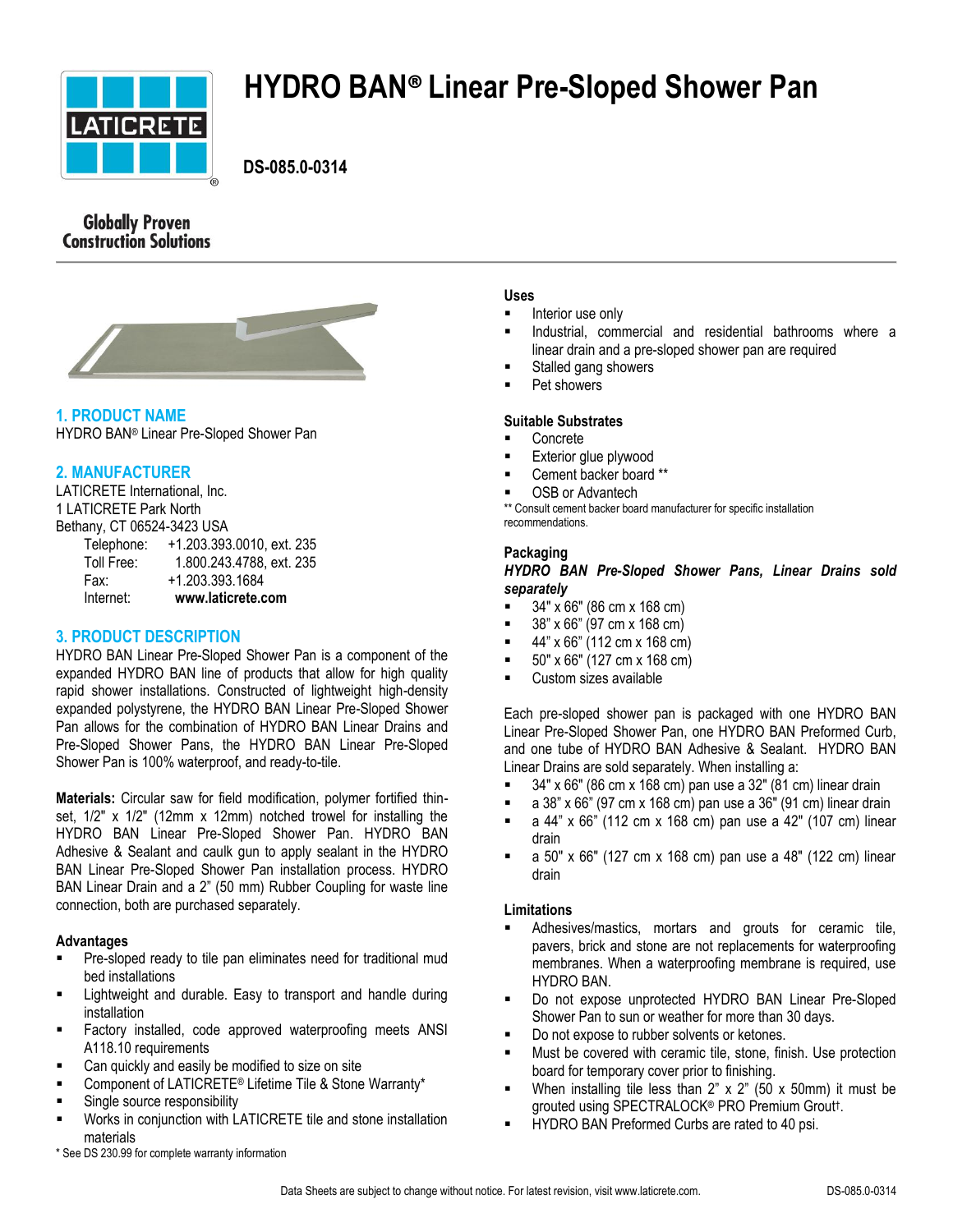# HYDRO BAN® Linear Pre-Sloped Shower Pan

**DS-085.0-0314**

Globally Proven Construction Solutions

## 1. PRODUCT NAME

HYDRO BAN® Linear Pre-Sloped Shower Pan

## 2. MANUFACTURER

LATICRETE International, Inc.
1 LATICRETE Park North
Bethany, CT 06524-3423 USA

Telephone: +1.203.393.0010, ext. 235
Toll Free: 1.800.243.4788, ext. 235
Fax: +1.203.393.1684
Internet: **www.laticrete.com**

## 3. PRODUCT DESCRIPTION

HYDRO BAN Linear Pre-Sloped Shower Pan is a component of the expanded HYDRO BAN line of products that allow for high quality rapid shower installations. Constructed of lightweight high-density expanded polystyrene, the HYDRO BAN Linear Pre-Sloped Shower Pan allows for the combination of HYDRO BAN Linear Drains and Pre-Sloped Shower Pans, the HYDRO BAN Linear Pre-Sloped Shower Pan is 100% waterproof, and ready-to-tile.

**Materials:** Circular saw for field modification, polymer fortified thin-set, 1/2" x 1/2" (12mm x 12mm) notched trowel for installing the HYDRO BAN Linear Pre-Sloped Shower Pan. HYDRO BAN Adhesive & Sealant and caulk gun to apply sealant in the HYDRO BAN Linear Pre-Sloped Shower Pan installation process. HYDRO BAN Linear Drain and a 2" (50 mm) Rubber Coupling for waste line connection, both are purchased separately.

### Advantages

- Pre-sloped ready to tile pan eliminates need for traditional mud bed installations
- Lightweight and durable. Easy to transport and handle during installation
- Factory installed, code approved waterproofing meets ANSI A118.10 requirements
- Can quickly and easily be modified to size on site
- Component of LATICRETE® Lifetime Tile & Stone Warranty*
- Single source responsibility
- Works in conjunction with LATICRETE tile and stone installation materials

\* See DS 230.99 for complete warranty information

### Uses

- Interior use only
- Industrial, commercial and residential bathrooms where a linear drain and a pre-sloped shower pan are required
- Stalled gang showers
- Pet showers

### Suitable Substrates

- Concrete
- Exterior glue plywood
- Cement backer board **
- OSB or Advantech

** Consult cement backer board manufacturer for specific installation recommendations.

### Packaging

***HYDRO BAN Pre-Sloped Shower Pans, Linear Drains sold separately***

- 34" x 66" (86 cm x 168 cm)
- 38" x 66" (97 cm x 168 cm)
- 44" x 66" (112 cm x 168 cm)
- 50" x 66" (127 cm x 168 cm)
- Custom sizes available

Each pre-sloped shower pan is packaged with one HYDRO BAN Linear Pre-Sloped Shower Pan, one HYDRO BAN Preformed Curb, and one tube of HYDRO BAN Adhesive & Sealant. HYDRO BAN Linear Drains are sold separately. When installing a:

- 34" x 66" (86 cm x 168 cm) pan use a 32" (81 cm) linear drain
- a 38" x 66" (97 cm x 168 cm) pan use a 36" (91 cm) linear drain
- a 44" x 66" (112 cm x 168 cm) pan use a 42" (107 cm) linear drain
- a 50" x 66" (127 cm x 168 cm) pan use a 48" (122 cm) linear drain

### Limitations

- Adhesives/mastics, mortars and grouts for ceramic tile, pavers, brick and stone are not replacements for waterproofing membranes. When a waterproofing membrane is required, use HYDRO BAN.
- Do not expose unprotected HYDRO BAN Linear Pre-Sloped Shower Pan to sun or weather for more than 30 days.
- Do not expose to rubber solvents or ketones.
- Must be covered with ceramic tile, stone, finish. Use protection board for temporary cover prior to finishing.
- When installing tile less than 2" x 2" (50 x 50mm) it must be grouted using SPECTRALOCK® PRO Premium Grout†.
- HYDRO BAN Preformed Curbs are rated to 40 psi.

Data Sheets are subject to change without notice. For latest revision, visit www.laticrete.com.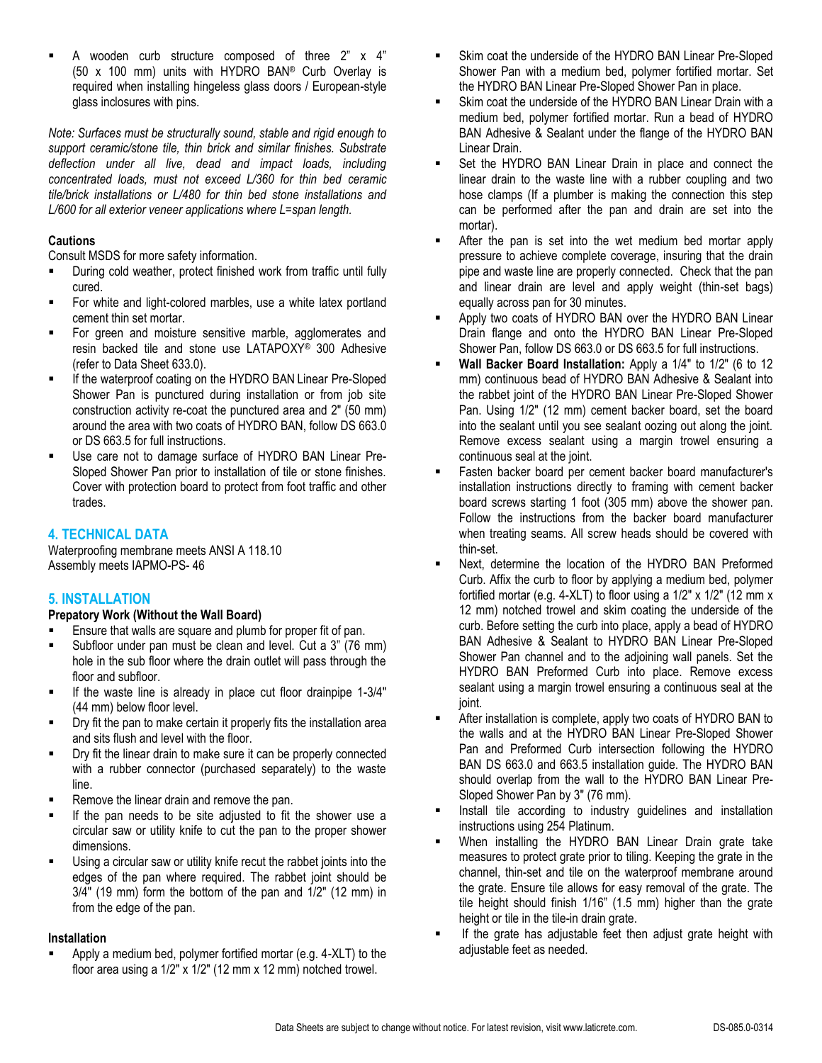- A wooden curb structure composed of three 2" x 4" (50 x 100 mm) units with HYDRO BAN® Curb Overlay is required when installing hingeless glass doors / European-style glass inclosures with pins.

*Note: Surfaces must be structurally sound, stable and rigid enough to support ceramic/stone tile, thin brick and similar finishes. Substrate deflection under all live, dead and impact loads, including concentrated loads, must not exceed L/360 for thin bed ceramic tile/brick installations or L/480 for thin bed stone installations and L/600 for all exterior veneer applications where L=span length.*

**Cautions**

Consult MSDS for more safety information.

- During cold weather, protect finished work from traffic until fully cured.
- For white and light-colored marbles, use a white latex portland cement thin set mortar.
- For green and moisture sensitive marble, agglomerates and resin backed tile and stone use LATAPOXY® 300 Adhesive (refer to Data Sheet 633.0).
- If the waterproof coating on the HYDRO BAN Linear Pre-Sloped Shower Pan is punctured during installation or from job site construction activity re-coat the punctured area and 2" (50 mm) around the area with two coats of HYDRO BAN, follow DS 663.0 or DS 663.5 for full instructions.
- Use care not to damage surface of HYDRO BAN Linear Pre-Sloped Shower Pan prior to installation of tile or stone finishes. Cover with protection board to protect from foot traffic and other trades.

## 4. TECHNICAL DATA

Waterproofing membrane meets ANSI A 118.10
Assembly meets IAPMO-PS- 46

## 5. INSTALLATION

**Prepatory Work (Without the Wall Board)**

- Ensure that walls are square and plumb for proper fit of pan.
- Subfloor under pan must be clean and level. Cut a 3" (76 mm) hole in the sub floor where the drain outlet will pass through the floor and subfloor.
- If the waste line is already in place cut floor drainpipe 1-3/4" (44 mm) below floor level.
- Dry fit the pan to make certain it properly fits the installation area and sits flush and level with the floor.
- Dry fit the linear drain to make sure it can be properly connected with a rubber connector (purchased separately) to the waste line.
- Remove the linear drain and remove the pan.
- If the pan needs to be site adjusted to fit the shower use a circular saw or utility knife to cut the pan to the proper shower dimensions.
- Using a circular saw or utility knife recut the rabbet joints into the edges of the pan where required. The rabbet joint should be 3/4" (19 mm) form the bottom of the pan and 1/2" (12 mm) in from the edge of the pan.

**Installation**

- Apply a medium bed, polymer fortified mortar (e.g. 4-XLT) to the floor area using a 1/2" x 1/2" (12 mm x 12 mm) notched trowel.
- Skim coat the underside of the HYDRO BAN Linear Pre-Sloped Shower Pan with a medium bed, polymer fortified mortar. Set the HYDRO BAN Linear Pre-Sloped Shower Pan in place.
- Skim coat the underside of the HYDRO BAN Linear Drain with a medium bed, polymer fortified mortar. Run a bead of HYDRO BAN Adhesive & Sealant under the flange of the HYDRO BAN Linear Drain.
- Set the HYDRO BAN Linear Drain in place and connect the linear drain to the waste line with a rubber coupling and two hose clamps (If a plumber is making the connection this step can be performed after the pan and drain are set into the mortar).
- After the pan is set into the wet medium bed mortar apply pressure to achieve complete coverage, insuring that the drain pipe and waste line are properly connected. Check that the pan and linear drain are level and apply weight (thin-set bags) equally across pan for 30 minutes.
- Apply two coats of HYDRO BAN over the HYDRO BAN Linear Drain flange and onto the HYDRO BAN Linear Pre-Sloped Shower Pan, follow DS 663.0 or DS 663.5 for full instructions.
- **Wall Backer Board Installation:** Apply a 1/4" to 1/2" (6 to 12 mm) continuous bead of HYDRO BAN Adhesive & Sealant into the rabbet joint of the HYDRO BAN Linear Pre-Sloped Shower Pan. Using 1/2" (12 mm) cement backer board, set the board into the sealant until you see sealant oozing out along the joint. Remove excess sealant using a margin trowel ensuring a continuous seal at the joint.
- Fasten backer board per cement backer board manufacturer's installation instructions directly to framing with cement backer board screws starting 1 foot (305 mm) above the shower pan. Follow the instructions from the backer board manufacturer when treating seams. All screw heads should be covered with thin-set.
- Next, determine the location of the HYDRO BAN Preformed Curb. Affix the curb to floor by applying a medium bed, polymer fortified mortar (e.g. 4-XLT) to floor using a 1/2" x 1/2" (12 mm x 12 mm) notched trowel and skim coating the underside of the curb. Before setting the curb into place, apply a bead of HYDRO BAN Adhesive & Sealant to HYDRO BAN Linear Pre-Sloped Shower Pan channel and to the adjoining wall panels. Set the HYDRO BAN Preformed Curb into place. Remove excess sealant using a margin trowel ensuring a continuous seal at the joint.
- After installation is complete, apply two coats of HYDRO BAN to the walls and at the HYDRO BAN Linear Pre-Sloped Shower Pan and Preformed Curb intersection following the HYDRO BAN DS 663.0 and 663.5 installation guide. The HYDRO BAN should overlap from the wall to the HYDRO BAN Linear Pre-Sloped Shower Pan by 3" (76 mm).
- Install tile according to industry guidelines and installation instructions using 254 Platinum.
- When installing the HYDRO BAN Linear Drain grate take measures to protect grate prior to tiling. Keeping the grate in the channel, thin-set and tile on the waterproof membrane around the grate. Ensure tile allows for easy removal of the grate. The tile height should finish 1/16" (1.5 mm) higher than the grate height or tile in the tile-in drain grate.
- If the grate has adjustable feet then adjust grate height with adjustable feet as needed.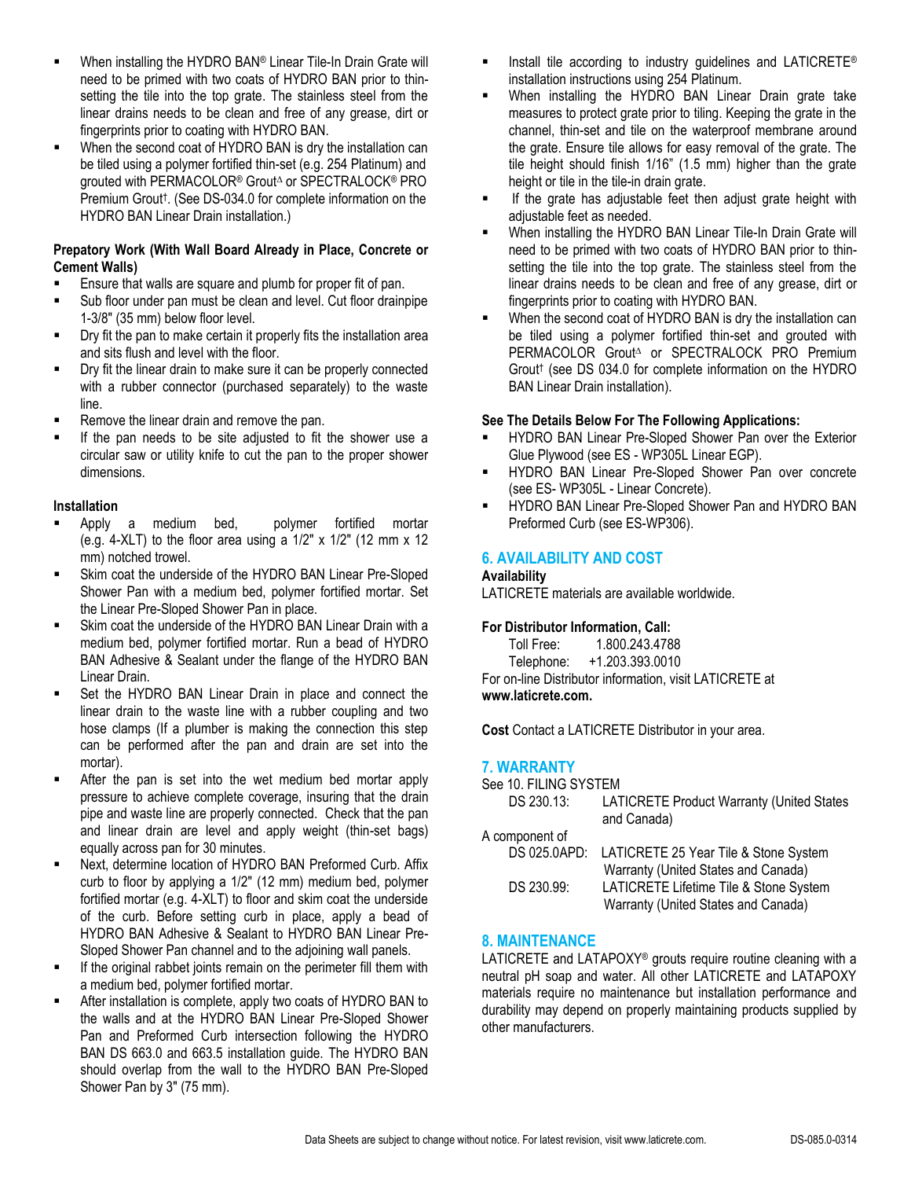- When installing the HYDRO BAN® Linear Tile-In Drain Grate will need to be primed with two coats of HYDRO BAN prior to thin-setting the tile into the top grate. The stainless steel from the linear drains needs to be clean and free of any grease, dirt or fingerprints prior to coating with HYDRO BAN.
- When the second coat of HYDRO BAN is dry the installation can be tiled using a polymer fortified thin-set (e.g. 254 Platinum) and grouted with PERMACOLOR® Grout∆ or SPECTRALOCK® PRO Premium Grout†. (See DS-034.0 for complete information on the HYDRO BAN Linear Drain installation.)

**Prepatory Work (With Wall Board Already in Place, Concrete or Cement Walls)**

- Ensure that walls are square and plumb for proper fit of pan.
- Sub floor under pan must be clean and level. Cut floor drainpipe 1-3/8" (35 mm) below floor level.
- Dry fit the pan to make certain it properly fits the installation area and sits flush and level with the floor.
- Dry fit the linear drain to make sure it can be properly connected with a rubber connector (purchased separately) to the waste line.
- Remove the linear drain and remove the pan.
- If the pan needs to be site adjusted to fit the shower use a circular saw or utility knife to cut the pan to the proper shower dimensions.

**Installation**

- Apply a medium bed, polymer fortified mortar (e.g. 4-XLT) to the floor area using a 1/2" x 1/2" (12 mm x 12 mm) notched trowel.
- Skim coat the underside of the HYDRO BAN Linear Pre-Sloped Shower Pan with a medium bed, polymer fortified mortar. Set the Linear Pre-Sloped Shower Pan in place.
- Skim coat the underside of the HYDRO BAN Linear Drain with a medium bed, polymer fortified mortar. Run a bead of HYDRO BAN Adhesive & Sealant under the flange of the HYDRO BAN Linear Drain.
- Set the HYDRO BAN Linear Drain in place and connect the linear drain to the waste line with a rubber coupling and two hose clamps (If a plumber is making the connection this step can be performed after the pan and drain are set into the mortar).
- After the pan is set into the wet medium bed mortar apply pressure to achieve complete coverage, insuring that the drain pipe and waste line are properly connected. Check that the pan and linear drain are level and apply weight (thin-set bags) equally across pan for 30 minutes.
- Next, determine location of HYDRO BAN Preformed Curb. Affix curb to floor by applying a 1/2" (12 mm) medium bed, polymer fortified mortar (e.g. 4-XLT) to floor and skim coat the underside of the curb. Before setting curb in place, apply a bead of HYDRO BAN Adhesive & Sealant to HYDRO BAN Linear Pre-Sloped Shower Pan channel and to the adjoining wall panels.
- If the original rabbet joints remain on the perimeter fill them with a medium bed, polymer fortified mortar.
- After installation is complete, apply two coats of HYDRO BAN to the walls and at the HYDRO BAN Linear Pre-Sloped Shower Pan and Preformed Curb intersection following the HYDRO BAN DS 663.0 and 663.5 installation guide. The HYDRO BAN should overlap from the wall to the HYDRO BAN Pre-Sloped Shower Pan by 3" (75 mm).
- Install tile according to industry guidelines and LATICRETE® installation instructions using 254 Platinum.
- When installing the HYDRO BAN Linear Drain grate take measures to protect grate prior to tiling. Keeping the grate in the channel, thin-set and tile on the waterproof membrane around the grate. Ensure tile allows for easy removal of the grate. The tile height should finish 1/16" (1.5 mm) higher than the grate height or tile in the tile-in drain grate.
- If the grate has adjustable feet then adjust grate height with adjustable feet as needed.
- When installing the HYDRO BAN Linear Tile-In Drain Grate will need to be primed with two coats of HYDRO BAN prior to thin-setting the tile into the top grate. The stainless steel from the linear drains needs to be clean and free of any grease, dirt or fingerprints prior to coating with HYDRO BAN.
- When the second coat of HYDRO BAN is dry the installation can be tiled using a polymer fortified thin-set and grouted with PERMACOLOR Grout∆ or SPECTRALOCK PRO Premium Grout† (see DS 034.0 for complete information on the HYDRO BAN Linear Drain installation).

**See The Details Below For The Following Applications:**

- HYDRO BAN Linear Pre-Sloped Shower Pan over the Exterior Glue Plywood (see ES - WP305L Linear EGP).
- HYDRO BAN Linear Pre-Sloped Shower Pan over concrete (see ES- WP305L - Linear Concrete).
- HYDRO BAN Linear Pre-Sloped Shower Pan and HYDRO BAN Preformed Curb (see ES-WP306).

## 6. AVAILABILITY AND COST

**Availability**

LATICRETE materials are available worldwide.

**For Distributor Information, Call:**

Toll Free: 1.800.243.4788
Telephone: +1.203.393.0010

For on-line Distributor information, visit LATICRETE at **www.laticrete.com.**

**Cost** Contact a LATICRETE Distributor in your area.

## 7. WARRANTY

See 10. FILING SYSTEM

DS 230.13: LATICRETE Product Warranty (United States and Canada)

A component of

DS 025.0APD: LATICRETE 25 Year Tile & Stone System Warranty (United States and Canada)

DS 230.99: LATICRETE Lifetime Tile & Stone System Warranty (United States and Canada)

## 8. MAINTENANCE

LATICRETE and LATAPOXY® grouts require routine cleaning with a neutral pH soap and water. All other LATICRETE and LATAPOXY materials require no maintenance but installation performance and durability may depend on properly maintaining products supplied by other manufacturers.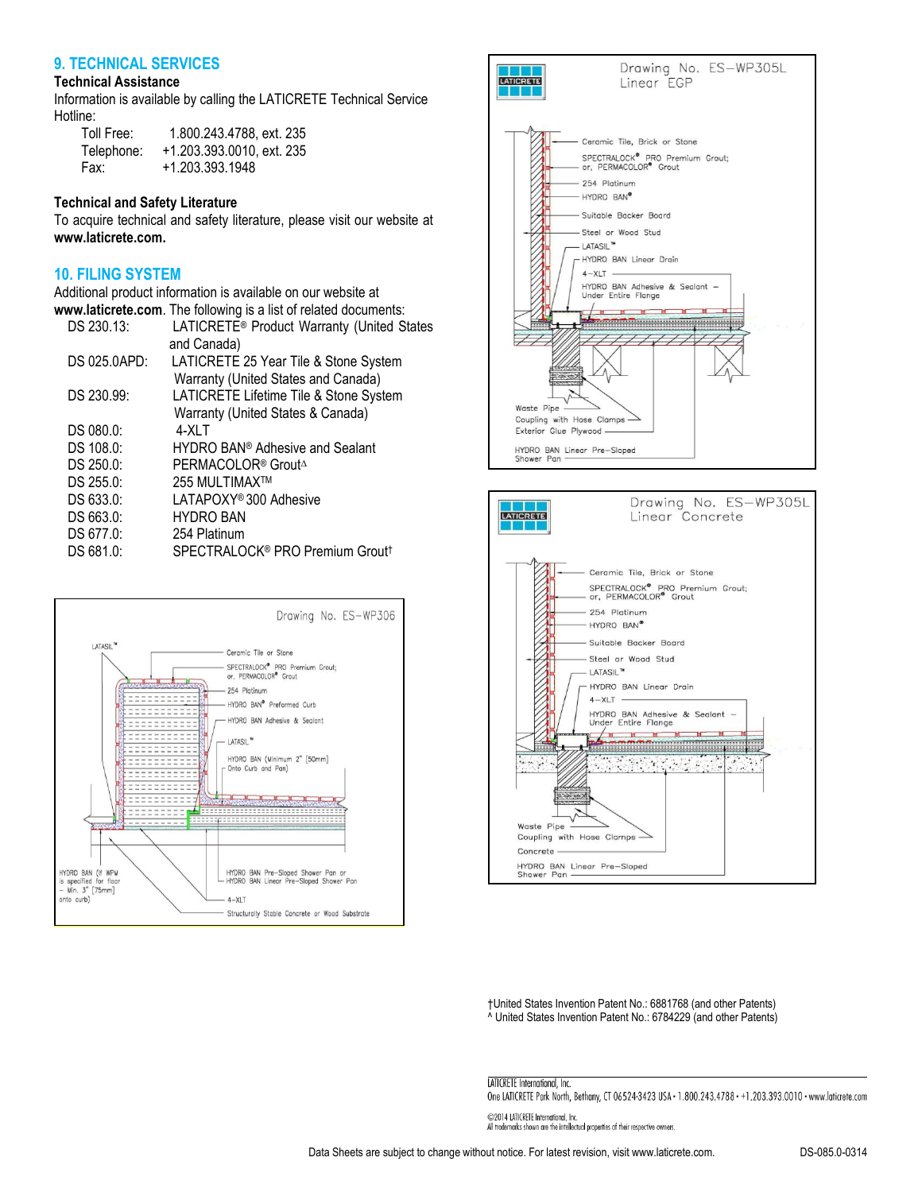## 9. TECHNICAL SERVICES

**Technical Assistance**

Information is available by calling the LATICRETE Technical Service Hotline:

Toll Free: 1.800.243.4788, ext. 235
Telephone: +1.203.393.0010, ext. 235
Fax: +1.203.393.1948

**Technical and Safety Literature**

To acquire technical and safety literature, please visit our website at **www.laticrete.com.**

## 10. FILING SYSTEM

Additional product information is available on our website at **www.laticrete.com**. The following is a list of related documents:

| | |
|---|---|
| DS 230.13: | LATICRETE® Product Warranty (United States and Canada) |
| DS 025.0APD: | LATICRETE 25 Year Tile & Stone System Warranty (United States and Canada) |
| DS 230.99: | LATICRETE Lifetime Tile & Stone System Warranty (United States & Canada) |
| DS 080.0: | 4-XLT |
| DS 108.0: | HYDRO BAN® Adhesive and Sealant |
| DS 250.0: | PERMACOLOR® Grout^ |
| DS 255.0: | 255 MULTIMAX™ |
| DS 633.0: | LATAPOXY® 300 Adhesive |
| DS 663.0: | HYDRO BAN |
| DS 677.0: | 254 Platinum |
| DS 681.0: | SPECTRALOCK® PRO Premium Grout† |

Drawing No. ES–WP306

LATASIL™
Ceramic Tile or Stone
SPECTRALOCK® PRO Premium Grout; or, PERMACOLOR® Grout
254 Platinum
HYDRO BAN® Preformed Curb
HYDRO BAN Adhesive & Sealant
LATASIL™
HYDRO BAN (Minimum 2" [50mm] Onto Curb and Pan)
HYDRO BAN (If WPM is specified for floor – Min. 3" [75mm] onto curb)
HYDRO BAN Pre–Sloped Shower Pan or HYDRO BAN Linear Pre–Sloped Shower Pan
4–XLT
Structurally Stable Concrete or Wood Substrate

LATICRETE
Drawing No. ES–WP305L
Linear EGP

Ceramic Tile, Brick or Stone
SPECTRALOCK® PRO Premium Grout; or, PERMACOLOR® Grout
254 Platinum
HYDRO BAN®
Suitable Backer Board
Steel or Wood Stud
LATASIL™
HYDRO BAN Linear Drain
4–XLT
HYDRO BAN Adhesive & Sealant – Under Entire Flange
Waste Pipe
Coupling with Hose Clamps
Exterior Glue Plywood
HYDRO BAN Linear Pre–Sloped Shower Pan

LATICRETE
Drawing No. ES–WP305L
Linear Concrete

Ceramic Tile, Brick or Stone
SPECTRALOCK® PRO Premium Grout; or, PERMACOLOR® Grout
254 Platinum
HYDRO BAN®
Suitable Backer Board
Steel or Wood Stud
LATASIL™
HYDRO BAN Linear Drain
4–XLT
HYDRO BAN Adhesive & Sealant – Under Entire Flange
Waste Pipe
Coupling with Hose Clamps
Concrete
HYDRO BAN Linear Pre–Sloped Shower Pan

†United States Invention Patent No.: 6881768 (and other Patents)
^ United States Invention Patent No.: 6784229 (and other Patents)

LATICRETE International, Inc.
One LATICRETE Park North, Bethany, CT 06524-3423 USA • 1.800.243.4788 • +1.203.393.0010 • www.laticrete.com

©2014 LATICRETE International, Inc.
All trademarks shown are the intellectual properties of their respective owners.

Data Sheets are subject to change without notice. For latest revision, visit www.laticrete.com.

DS-085.0-0314